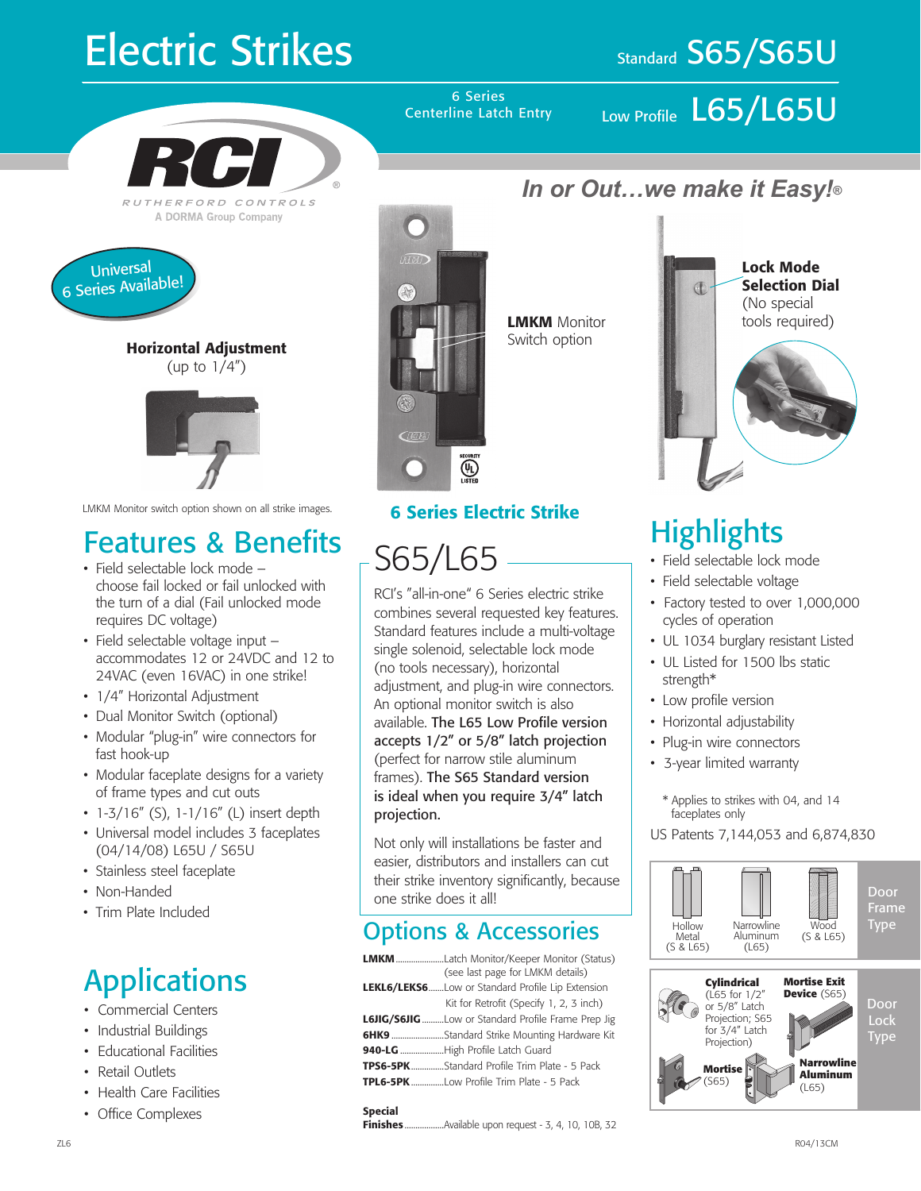# Electric Strikes

Standard **S65/S65U**

6 Series Centerline Latch Entry

Low Profile **L65/L65U**

RCI RUTHERFORD CONTROLS
A DORMA Group Company

*In or Out…we make it Easy!®*

Universal 6 Series Available!

**Horizontal Adjustment** (up to 1/4")

**LMKM** Monitor Switch option

**Lock Mode Selection Dial** (No special tools required)

LMKM Monitor switch option shown on all strike images.

## Features & Benefits

- Field selectable lock mode – choose fail locked or fail unlocked with the turn of a dial (Fail unlocked mode requires DC voltage)
- Field selectable voltage input – accommodates 12 or 24VDC and 12 to 24VAC (even 16VAC) in one strike!
- 1/4" Horizontal Adjustment
- Dual Monitor Switch (optional)
- Modular "plug-in" wire connectors for fast hook-up
- Modular faceplate designs for a variety of frame types and cut outs
- 1-3/16" (S), 1-1/16" (L) insert depth
- Universal model includes 3 faceplates (04/14/08) L65U / S65U
- Stainless steel faceplate
- Non-Handed
- Trim Plate Included

## Applications

- Commercial Centers
- Industrial Buildings
- Educational Facilities
- Retail Outlets
- Health Care Facilities
- Office Complexes

### 6 Series Electric Strike

## S65/L65

RCI's "all-in-one" 6 Series electric strike combines several requested key features. Standard features include a multi-voltage single solenoid, selectable lock mode (no tools necessary), horizontal adjustment, and plug-in wire connectors. An optional monitor switch is also available. **The L65 Low Profile version accepts 1/2" or 5/8" latch projection** (perfect for narrow stile aluminum frames). **The S65 Standard version is ideal when you require 3/4" latch projection.**

Not only will installations be faster and easier, distributors and installers can cut their strike inventory significantly, because one strike does it all!

## Options & Accessories

| | |
|---|---|
| **LMKM** | Latch Monitor/Keeper Monitor (Status) (see last page for LMKM details) |
| **LEKL6/LEKS6** | Low or Standard Profile Lip Extension Kit for Retrofit (Specify 1, 2, 3 inch) |
| **L6JIG/S6JIG** | Low or Standard Profile Frame Prep Jig |
| **6HK9** | Standard Strike Mounting Hardware Kit |
| **940-LG** | High Profile Latch Guard |
| **TPS6-5PK** | Standard Profile Trim Plate - 5 Pack |
| **TPL6-5PK** | Low Profile Trim Plate - 5 Pack |

**Special Finishes** ........ Available upon request - 3, 4, 10, 10B, 32

## Highlights

- Field selectable lock mode
- Field selectable voltage
- Factory tested to over 1,000,000 cycles of operation
- UL 1034 burglary resistant Listed
- UL Listed for 1500 lbs static strength*
- Low profile version
- Horizontal adjustability
- Plug-in wire connectors
- 3-year limited warranty

\* Applies to strikes with 04, and 14 faceplates only

US Patents 7,144,053 and 6,874,830

**Door Frame Type**

- Hollow Metal (S & L65)
- Narrowline Aluminum (L65)
- Wood (S & L65)

**Door Lock Type**

- **Cylindrical** (L65 for 1/2" or 5/8" Latch Projection; S65 for 3/4" Latch Projection)
- **Mortise Exit Device** (S65)
- **Mortise** (S65)
- **Narrowline Aluminum** (L65)

ZL6

R04/13CM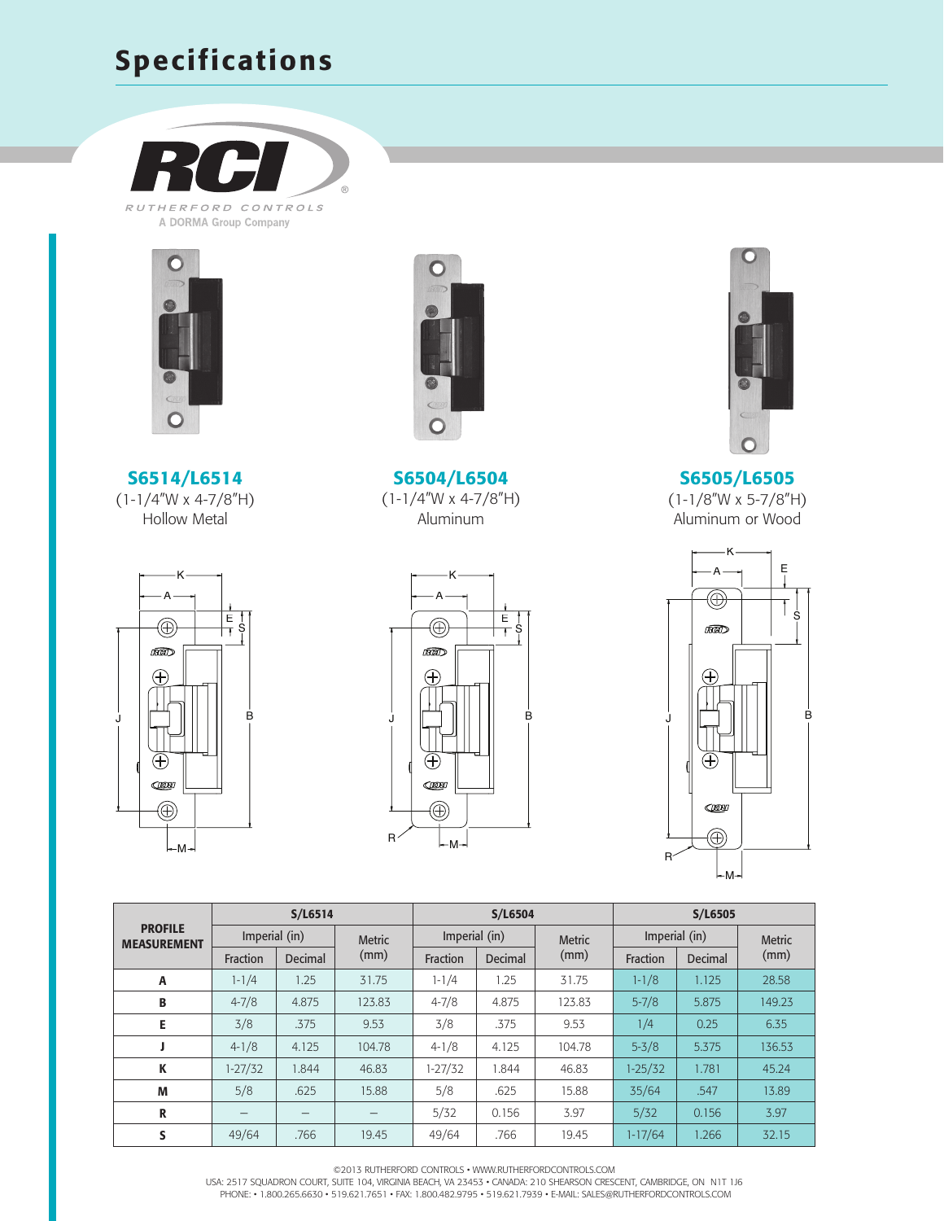# Specifications

RCI
RUTHERFORD CONTROLS
A DORMA Group Company

**S6514/L6514**
(1-1/4"W x 4-7/8"H)
Hollow Metal

**S6504/L6504**
(1-1/4"W x 4-7/8"H)
Aluminum

**S6505/L6505**
(1-1/8"W x 5-7/8"H)
Aluminum or Wood

| PROFILE MEASUREMENT | S/L6514 | | | S/L6504 | | | S/L6505 | | |
|---|---|---|---|---|---|---|---|---|---|
| | Imperial (in) | | Metric (mm) | Imperial (in) | | Metric (mm) | Imperial (in) | | Metric (mm) |
| | Fraction | Decimal | | Fraction | Decimal | | Fraction | Decimal | |
| **A** | 1-1/4 | 1.25 | 31.75 | 1-1/4 | 1.25 | 31.75 | 1-1/8 | 1.125 | 28.58 |
| **B** | 4-7/8 | 4.875 | 123.83 | 4-7/8 | 4.875 | 123.83 | 5-7/8 | 5.875 | 149.23 |
| **E** | 3/8 | .375 | 9.53 | 3/8 | .375 | 9.53 | 1/4 | 0.25 | 6.35 |
| **J** | 4-1/8 | 4.125 | 104.78 | 4-1/8 | 4.125 | 104.78 | 5-3/8 | 5.375 | 136.53 |
| **K** | 1-27/32 | 1.844 | 46.83 | 1-27/32 | 1.844 | 46.83 | 1-25/32 | 1.781 | 45.24 |
| **M** | 5/8 | .625 | 15.88 | 5/8 | .625 | 15.88 | 35/64 | .547 | 13.89 |
| **R** | – | – | – | 5/32 | 0.156 | 3.97 | 5/32 | 0.156 | 3.97 |
| **S** | 49/64 | .766 | 19.45 | 49/64 | .766 | 19.45 | 1-17/64 | 1.266 | 32.15 |

©2013 RUTHERFORD CONTROLS • WWW.RUTHERFORDCONTROLS.COM
USA: 2517 SQUADRON COURT, SUITE 104, VIRGINIA BEACH, VA 23453 • CANADA: 210 SHEARSON CRESCENT, CAMBRIDGE, ON N1T 1J6
PHONE: • 1.800.265.6630 • 519.621.7651 • FAX: 1.800.482.9795 • 519.621.7939 • E-MAIL: SALES@RUTHERFORDCONTROLS.COM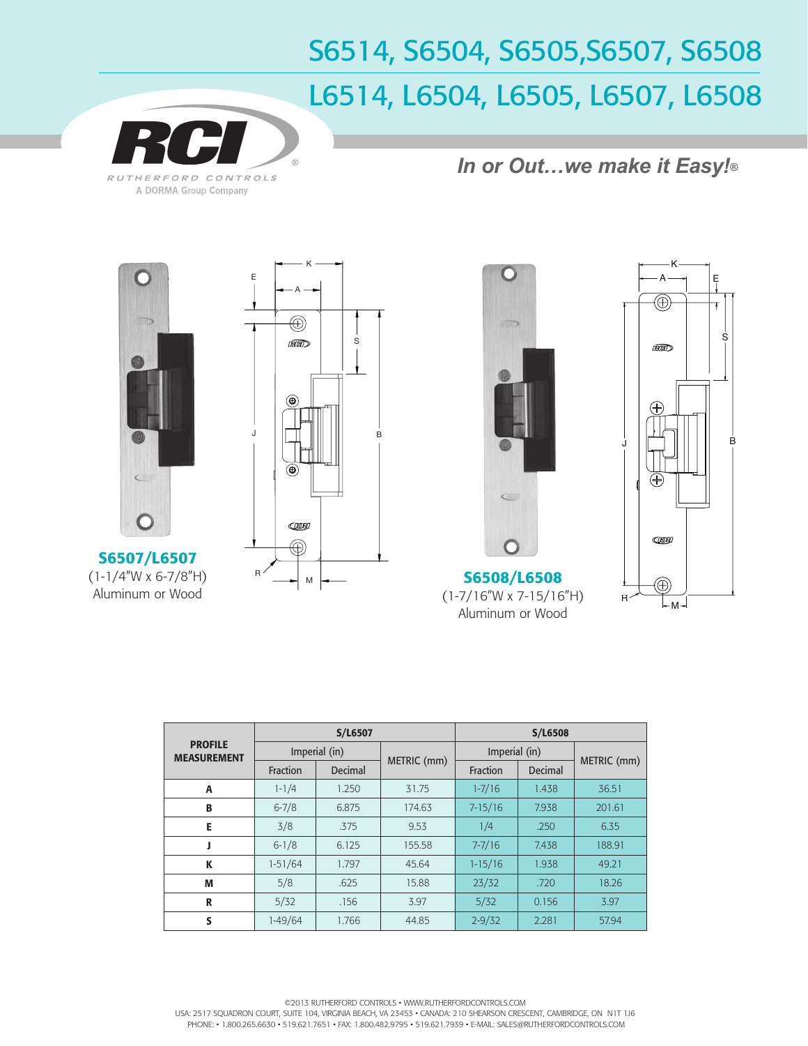# S6514, S6504, S6505,S6507, S6508

# L6514, L6504, L6505, L6507, L6508

RCI
RUTHERFORD CONTROLS
A DORMA Group Company

*In or Out…we make it Easy!®*

**S6507/L6507**
(1-1/4"W x 6-7/8"H)
Aluminum or Wood

**S6508/L6508**
(1-7/16"W x 7-15/16"H)
Aluminum or Wood

| PROFILE MEASUREMENT | S/L6507 | | | S/L6508 | | |
|---|---|---|---|---|---|---|
| | Imperial (in) | | METRIC (mm) | Imperial (in) | | METRIC (mm) |
| | Fraction | Decimal | | Fraction | Decimal | |
| **A** | 1-1/4 | 1.250 | 31.75 | 1-7/16 | 1.438 | 36.51 |
| **B** | 6-7/8 | 6.875 | 174.63 | 7-15/16 | 7.938 | 201.61 |
| **E** | 3/8 | .375 | 9.53 | 1/4 | .250 | 6.35 |
| **J** | 6-1/8 | 6.125 | 155.58 | 7-7/16 | 7.438 | 188.91 |
| **K** | 1-51/64 | 1.797 | 45.64 | 1-15/16 | 1.938 | 49.21 |
| **M** | 5/8 | .625 | 15.88 | 23/32 | .720 | 18.26 |
| **R** | 5/32 | .156 | 3.97 | 5/32 | 0.156 | 3.97 |
| **S** | 1-49/64 | 1.766 | 44.85 | 2-9/32 | 2.281 | 57.94 |

©2013 RUTHERFORD CONTROLS • WWW.RUTHERFORDCONTROLS.COM
USA: 2517 SQUADRON COURT, SUITE 104, VIRGINIA BEACH, VA 23453 • CANADA: 210 SHEARSON CRESCENT, CAMBRIDGE, ON N1T 1J6
PHONE: • 1.800.265.6630 • 519.621.7651 • FAX: 1.800.482.9795 • 519.621.7939 • E-MAIL: SALES@RUTHERFORDCONTROLS.COM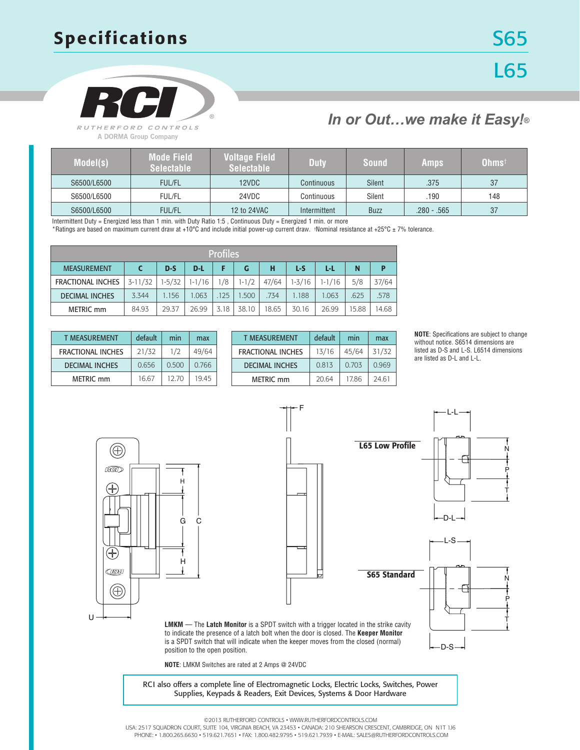# Specifications

S65
L65

RCI® RUTHERFORD CONTROLS
A DORMA Group Company

*In or Out…we make it Easy!®*

| Model(s) | Mode Field Selectable | Voltage Field Selectable | Duty | Sound | Amps | Ohms† |
|---|---|---|---|---|---|---|
| S6500/L6500 | FUL/FL | 12VDC | Continuous | Silent | .375 | 37 |
| S6500/L6500 | FUL/FL | 24VDC | Continuous | Silent | .190 | 148 |
| S6500/L6500 | FUL/FL | 12 to 24VAC | Intermittent | Buzz | .280 - .565 | 37 |

Intermittent Duty = Energized less than 1 min. with Duty Ratio 1:5 , Continuous Duty = Energized 1 min. or more
*Ratings are based on maximum current draw at +10°C and include initial power-up current draw. †Nominal resistance at +25°C ± 7% tolerance.

**Profiles**

| MEASUREMENT | C | D-S | D-L | F | G | H | L-S | L-L | N | P |
|---|---|---|---|---|---|---|---|---|---|---|
| FRACTIONAL INCHES | 3-11/32 | 1-5/32 | 1-1/16 | 1/8 | 1-1/2 | 47/64 | 1-3/16 | 1-1/16 | 5/8 | 37/64 |
| DECIMAL INCHES | 3.344 | 1.156 | 1.063 | .125 | 1.500 | .734 | 1.188 | 1.063 | .625 | .578 |
| METRIC mm | 84.93 | 29.37 | 26.99 | 3.18 | 38.10 | 18.65 | 30.16 | 26.99 | 15.88 | 14.68 |

| T MEASUREMENT | default | min | max |
|---|---|---|---|
| FRACTIONAL INCHES | 21/32 | 1/2 | 49/64 |
| DECIMAL INCHES | 0.656 | 0.500 | 0.766 |
| METRIC mm | 16.67 | 12.70 | 19.45 |

| T MEASUREMENT | default | min | max |
|---|---|---|---|
| FRACTIONAL INCHES | 13/16 | 45/64 | 31/32 |
| DECIMAL INCHES | 0.813 | 0.703 | 0.969 |
| METRIC mm | 20.64 | 17.86 | 24.61 |

**NOTE**: Specifications are subject to change without notice. S6514 dimensions are listed as D-S and L-S. L6514 dimensions are listed as D-L and L-L.

H
G
C
H
U
F

L65 Low Profile

L-L
N
P
T
D-L

S65 Standard

L-S
N
P
T
D-S

**LMKM** — The **Latch Monitor** is a SPDT switch with a trigger located in the strike cavity to indicate the presence of a latch bolt when the door is closed. The **Keeper Monitor** is a SPDT switch that will indicate when the keeper moves from the closed (normal) position to the open position.

**NOTE**: LMKM Switches are rated at 2 Amps @ 24VDC

RCI also offers a complete line of Electromagnetic Locks, Electric Locks, Switches, Power Supplies, Keypads & Readers, Exit Devices, Systems & Door Hardware

©2013 RUTHERFORD CONTROLS • WWW.RUTHERFORDCONTROLS.COM
USA: 2517 SQUADRON COURT, SUITE 104, VIRGINIA BEACH, VA 23453 • CANADA: 210 SHEARSON CRESCENT, CAMBRIDGE, ON N1T 1J6
PHONE: • 1.800.265.6630 • 519.621.7651 • FAX: 1.800.482.9795 • 519.621.7939 • E-MAIL: SALES@RUTHERFORDCONTROLS.COM